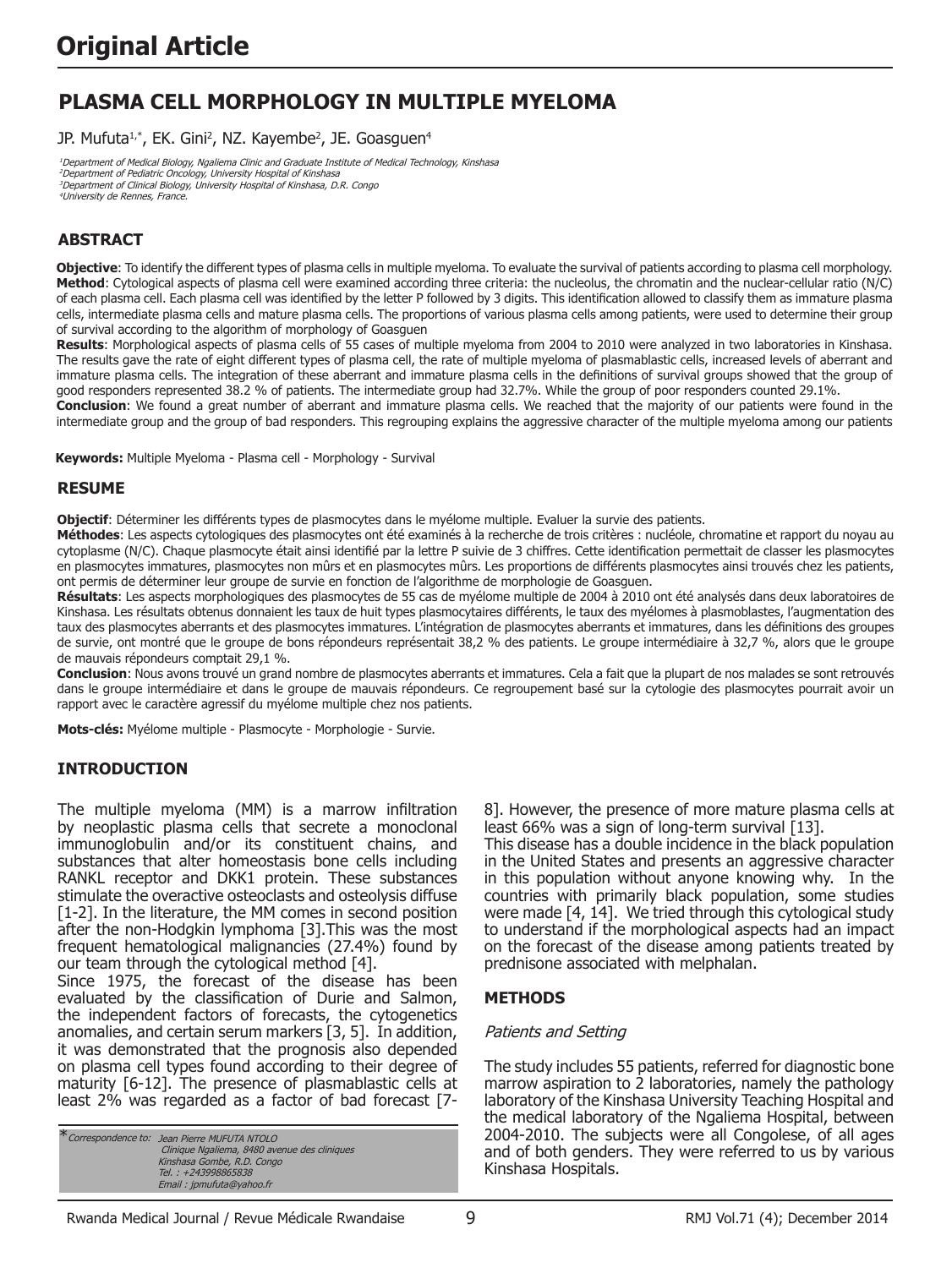# Original Article

## PLASMA CELL MORPHOLOGY IN MULTIPLE MYELOMA

JP. Mufuta[1,*], EK. Gini[2], NZ. Kayembe[2], JE. Goasguen[4]

[1]Department of Medical Biology, Ngaliema Clinic and Graduate Institute of Medical Technology, Kinshasa
[2]Department of Pediatric Oncology, University Hospital of Kinshasa
[3]Department of Clinical Biology, University Hospital of Kinshasa, D.R. Congo
[4]University de Rennes, France.

### ABSTRACT

**Objective**: To identify the different types of plasma cells in multiple myeloma. To evaluate the survival of patients according to plasma cell morphology.
**Method**: Cytological aspects of plasma cell were examined according three criteria: the nucleolus, the chromatin and the nuclear-cellular ratio (N/C) of each plasma cell. Each plasma cell was identified by the letter P followed by 3 digits. This identification allowed to classify them as immature plasma cells, intermediate plasma cells and mature plasma cells. The proportions of various plasma cells among patients, were used to determine their group of survival according to the algorithm of morphology of Goasguen
**Results**: Morphological aspects of plasma cells of 55 cases of multiple myeloma from 2004 to 2010 were analyzed in two laboratories in Kinshasa. The results gave the rate of eight different types of plasma cell, the rate of multiple myeloma of plasmablastic cells, increased levels of aberrant and immature plasma cells. The integration of these aberrant and immature plasma cells in the definitions of survival groups showed that the group of good responders represented 38.2 % of patients. The intermediate group had 32.7%. While the group of poor responders counted 29.1%.
**Conclusion**: We found a great number of aberrant and immature plasma cells. We reached that the majority of our patients were found in the intermediate group and the group of bad responders. This regrouping explains the aggressive character of the multiple myeloma among our patients

**Keywords:** Multiple Myeloma - Plasma cell - Morphology - Survival

### RESUME

**Objectif**: Déterminer les différents types de plasmocytes dans le myélome multiple. Evaluer la survie des patients.
**Méthodes**: Les aspects cytologiques des plasmocytes ont été examinés à la recherche de trois critères : nucléole, chromatine et rapport du noyau au cytoplasme (N/C). Chaque plasmocyte était ainsi identifié par la lettre P suivie de 3 chiffres. Cette identification permettait de classer les plasmocytes en plasmocytes immatures, plasmocytes non mûrs et en plasmocytes mûrs. Les proportions de différents plasmocytes ainsi trouvés chez les patients, ont permis de déterminer leur groupe de survie en fonction de l'algorithme de morphologie de Goasguen.
**Résultats**: Les aspects morphologiques des plasmocytes de 55 cas de myélome multiple de 2004 à 2010 ont été analysés dans deux laboratoires de Kinshasa. Les résultats obtenus donnaient les taux de huit types plasmocytaires différents, le taux des myélomes à plasmoblastes, l'augmentation des taux des plasmocytes aberrants et des plasmocytes immatures. L'intégration de plasmocytes aberrants et immatures, dans les définitions des groupes de survie, ont montré que le groupe de bons répondeurs représentait 38,2 % des patients. Le groupe intermédiaire à 32,7 %, alors que le groupe de mauvais répondeurs comptait 29,1 %.
**Conclusion**: Nous avons trouvé un grand nombre de plasmocytes aberrants et immatures. Cela a fait que la plupart de nos malades se sont retrouvés dans le groupe intermédiaire et dans le groupe de mauvais répondeurs. Ce regroupement basé sur la cytologie des plasmocytes pourrait avoir un rapport avec le caractère agressif du myélome multiple chez nos patients.

**Mots-clés:** Myélome multiple - Plasmocyte - Morphologie - Survie.

### INTRODUCTION

The multiple myeloma (MM) is a marrow infiltration by neoplastic plasma cells that secrete a monoclonal immunoglobulin and/or its constituent chains, and substances that alter homeostasis bone cells including RANKL receptor and DKK1 protein. These substances stimulate the overactive osteoclasts and osteolysis diffuse [1-2]. In the literature, the MM comes in second position after the non-Hodgkin lymphoma [3].This was the most frequent hematological malignancies (27.4%) found by our team through the cytological method [4].
Since 1975, the forecast of the disease has been evaluated by the classification of Durie and Salmon, the independent factors of forecasts, the cytogenetics anomalies, and certain serum markers [3, 5]. In addition, it was demonstrated that the prognosis also depended on plasma cell types found according to their degree of maturity [6-12]. The presence of plasmablastic cells at least 2% was regarded as a factor of bad forecast [7-8]. However, the presence of more mature plasma cells at least 66% was a sign of long-term survival [13].
This disease has a double incidence in the black population in the United States and presents an aggressive character in this population without anyone knowing why. In the countries with primarily black population, some studies were made [4, 14]. We tried through this cytological study to understand if the morphological aspects had an impact on the forecast of the disease among patients treated by prednisone associated with melphalan.

### METHODS

*Patients and Setting*

The study includes 55 patients, referred for diagnostic bone marrow aspiration to 2 laboratories, namely the pathology laboratory of the Kinshasa University Teaching Hospital and the medical laboratory of the Ngaliema Hospital, between 2004-2010. The subjects were all Congolese, of all ages and of both genders. They were referred to us by various Kinshasa Hospitals.

*Correspondence to: Jean Pierre MUFUTA NTOLO
Clinique Ngaliema, 8480 avenue des cliniques
Kinshasa Gombe, R.D. Congo
Tel. : +243998865838
Email : jpmufuta@yahoo.fr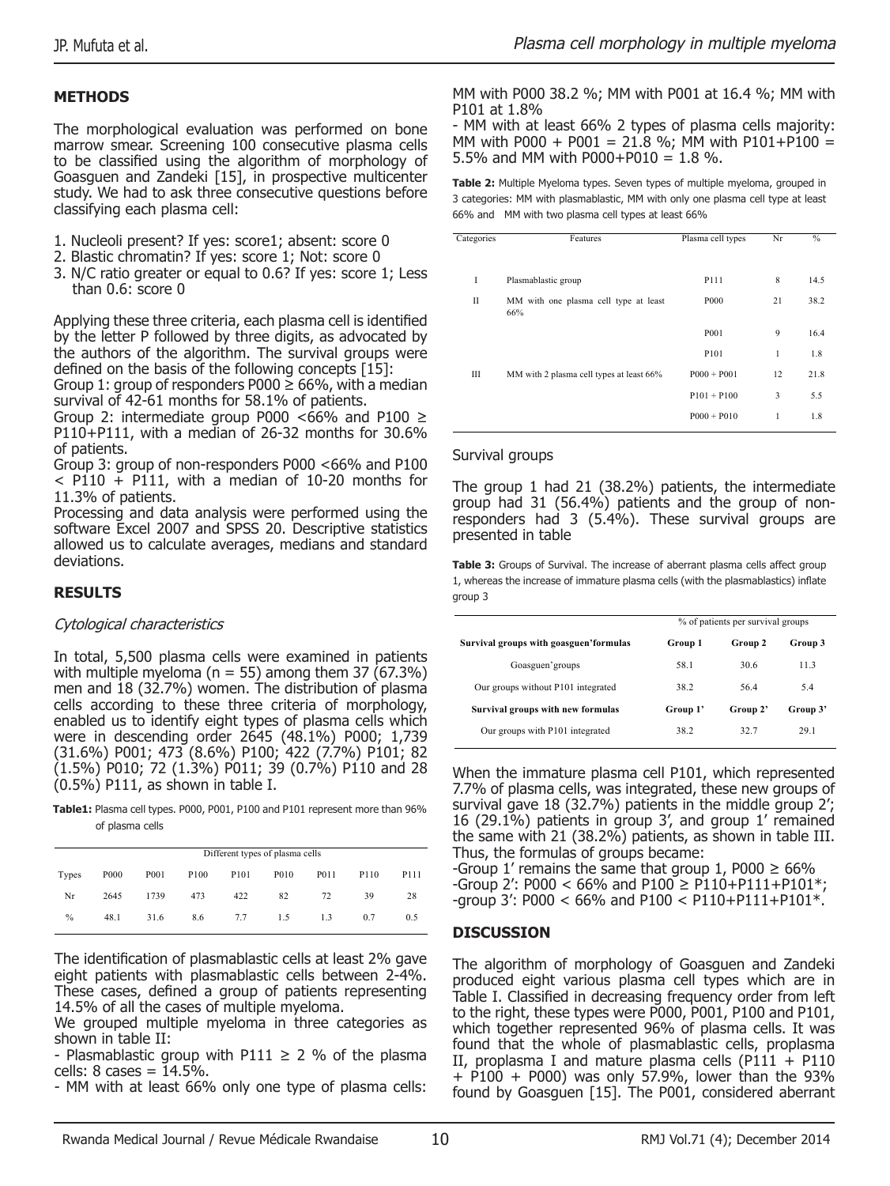## METHODS

The morphological evaluation was performed on bone marrow smear. Screening 100 consecutive plasma cells to be classified using the algorithm of morphology of Goasguen and Zandeki [15], in prospective multicenter study. We had to ask three consecutive questions before classifying each plasma cell:

1. Nucleoli present? If yes: score1; absent: score 0
2. Blastic chromatin? If yes: score 1; Not: score 0
3. N/C ratio greater or equal to 0.6? If yes: score 1; Less than 0.6: score 0

Applying these three criteria, each plasma cell is identified by the letter P followed by three digits, as advocated by the authors of the algorithm. The survival groups were defined on the basis of the following concepts [15]:

Group 1: group of responders P000 ≥ 66%, with a median survival of 42-61 months for 58.1% of patients.

Group 2: intermediate group P000 <66% and P100 ≥ P110+P111, with a median of 26-32 months for 30.6% of patients.

Group 3: group of non-responders P000 <66% and P100 < P110 + P111, with a median of 10-20 months for 11.3% of patients.

Processing and data analysis were performed using the software Excel 2007 and SPSS 20. Descriptive statistics allowed us to calculate averages, medians and standard deviations.

## RESULTS

### *Cytological characteristics*

In total, 5,500 plasma cells were examined in patients with multiple myeloma (n = 55) among them 37 (67.3%) men and 18 (32.7%) women. The distribution of plasma cells according to these three criteria of morphology, enabled us to identify eight types of plasma cells which were in descending order 2645 (48.1%) P000; 1,739 (31.6%) P001; 473 (8.6%) P100; 422 (7.7%) P101; 82 (1.5%) P010; 72 (1.3%) P011; 39 (0.7%) P110 and 28 (0.5%) P111, as shown in table I.

**Table1:** Plasma cell types. P000, P001, P100 and P101 represent more than 96% of plasma cells

| | Different types of plasma cells | | | | | | | |
|---|---|---|---|---|---|---|---|---|
| Types | P000 | P001 | P100 | P101 | P010 | P011 | P110 | P111 |
| Nr | 2645 | 1739 | 473 | 422 | 82 | 72 | 39 | 28 |
| % | 48.1 | 31.6 | 8.6 | 7.7 | 1.5 | 1.3 | 0.7 | 0.5 |

The identification of plasmablastic cells at least 2% gave eight patients with plasmablastic cells between 2-4%. These cases, defined a group of patients representing 14.5% of all the cases of multiple myeloma.

We grouped multiple myeloma in three categories as shown in table II:

- Plasmablastic group with P111 ≥ 2 % of the plasma cells: 8 cases = 14.5%.
- MM with at least 66% only one type of plasma cells: MM with P000 38.2 %; MM with P001 at 16.4 %; MM with P101 at 1.8%
- MM with at least 66% 2 types of plasma cells majority: MM with P000 + P001 = 21.8 %; MM with P101+P100 = 5.5% and MM with P000+P010 = 1.8 %.

**Table 2:** Multiple Myeloma types. Seven types of multiple myeloma, grouped in 3 categories: MM with plasmablastic, MM with only one plasma cell type at least 66% and MM with two plasma cell types at least 66%

| Categories | Features | Plasma cell types | Nr | % |
|---|---|---|---|---|
| I | Plasmablastic group | P111 | 8 | 14.5 |
| II | MM with one plasma cell type at least 66% | P000 | 21 | 38.2 |
| | | P001 | 9 | 16.4 |
| | | P101 | 1 | 1.8 |
| III | MM with 2 plasma cell types at least 66% | P000 + P001 | 12 | 21.8 |
| | | P101 + P100 | 3 | 5.5 |
| | | P000 + P010 | 1 | 1.8 |

### Survival groups

The group 1 had 21 (38.2%) patients, the intermediate group had 31 (56.4%) patients and the group of non-responders had 3 (5.4%). These survival groups are presented in table

**Table 3:** Groups of Survival. The increase of aberrant plasma cells affect group 1, whereas the increase of immature plasma cells (with the plasmablastics) inflate group 3

| | % of patients per survival groups | | |
|---|---|---|---|
| **Survival groups with goasguen'formulas** | **Group 1** | **Group 2** | **Group 3** |
| Goasguen'groups | 58.1 | 30.6 | 11.3 |
| Our groups without P101 integrated | 38.2 | 56.4 | 5.4 |
| **Survival groups with new formulas** | **Group 1'** | **Group 2'** | **Group 3'** |
| Our groups with P101 integrated | 38.2 | 32.7 | 29.1 |

When the immature plasma cell P101, which represented 7.7% of plasma cells, was integrated, these new groups of survival gave 18 (32.7%) patients in the middle group 2'; 16 (29.1%) patients in group 3', and group 1' remained the same with 21 (38.2%) patients, as shown in table III. Thus, the formulas of groups became:

-Group 1' remains the same that group 1, P000 ≥ 66%

-Group 2': P000 < 66% and P100 ≥ P110+P111+P101*;

-group 3': P000 < 66% and P100 < P110+P111+P101*.

## DISCUSSION

The algorithm of morphology of Goasguen and Zandeki produced eight various plasma cell types which are in Table I. Classified in decreasing frequency order from left to the right, these types were P000, P001, P100 and P101, which together represented 96% of plasma cells. It was found that the whole of plasmablastic cells, proplasma II, proplasma I and mature plasma cells (P111 + P110 + P100 + P000) was only 57.9%, lower than the 93% found by Goasguen [15]. The P001, considered aberrant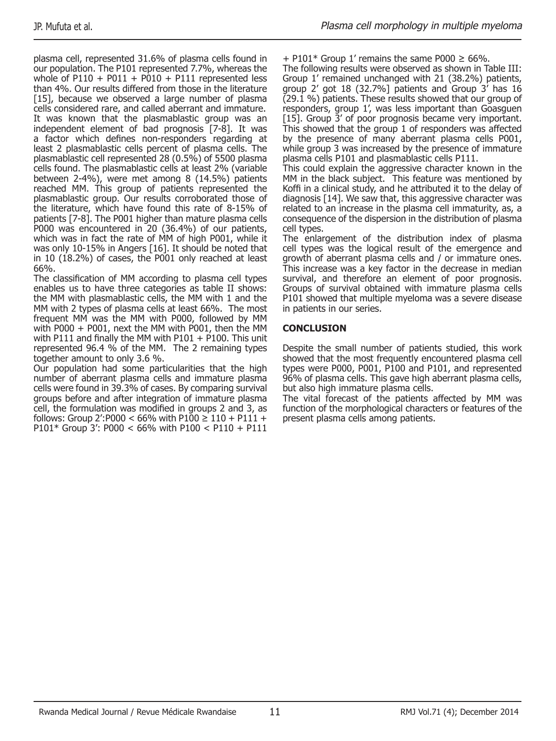plasma cell, represented 31.6% of plasma cells found in our population. The P101 represented 7.7%, whereas the whole of P110 + P011 + P010 + P111 represented less than 4%. Our results differed from those in the literature [15], because we observed a large number of plasma cells considered rare, and called aberrant and immature. It was known that the plasmablastic group was an independent element of bad prognosis [7-8]. It was a factor which defines non-responders regarding at least 2 plasmablastic cells percent of plasma cells. The plasmablastic cell represented 28 (0.5%) of 5500 plasma cells found. The plasmablastic cells at least 2% (variable between 2-4%), were met among 8 (14.5%) patients reached MM. This group of patients represented the plasmablastic group. Our results corroborated those of the literature, which have found this rate of 8-15% of patients [7-8]. The P001 higher than mature plasma cells P000 was encountered in 20 (36.4%) of our patients, which was in fact the rate of MM of high P001, while it was only 10-15% in Angers [16]. It should be noted that in 10 (18.2%) of cases, the P001 only reached at least 66%.

The classification of MM according to plasma cell types enables us to have three categories as table II shows: the MM with plasmablastic cells, the MM with 1 and the MM with 2 types of plasma cells at least 66%. The most frequent MM was the MM with P000, followed by MM with P000 + P001, next the MM with P001, then the MM with P111 and finally the MM with P101 + P100. This unit represented 96.4 % of the MM. The 2 remaining types together amount to only 3.6 %.

Our population had some particularities that the high number of aberrant plasma cells and immature plasma cells were found in 39.3% of cases. By comparing survival groups before and after integration of immature plasma cell, the formulation was modified in groups 2 and 3, as follows: Group 2':P000 < 66% with P100 ≥ 110 + P111 + P101* Group 3': P000 < 66% with P100 < P110 + P111 + P101* Group 1' remains the same P000 ≥ 66%.

The following results were observed as shown in Table III: Group 1' remained unchanged with 21 (38.2%) patients, group 2' got 18 (32.7%] patients and Group 3' has 16 (29.1 %) patients. These results showed that our group of responders, group 1', was less important than Goasguen [15]. Group 3' of poor prognosis became very important. This showed that the group 1 of responders was affected by the presence of many aberrant plasma cells P001, while group 3 was increased by the presence of immature plasma cells P101 and plasmablastic cells P111.

This could explain the aggressive character known in the MM in the black subject. This feature was mentioned by Koffi in a clinical study, and he attributed it to the delay of diagnosis [14]. We saw that, this aggressive character was related to an increase in the plasma cell immaturity, as, a consequence of the dispersion in the distribution of plasma cell types.

The enlargement of the distribution index of plasma cell types was the logical result of the emergence and growth of aberrant plasma cells and / or immature ones. This increase was a key factor in the decrease in median survival, and therefore an element of poor prognosis. Groups of survival obtained with immature plasma cells P101 showed that multiple myeloma was a severe disease in patients in our series.

## CONCLUSION

Despite the small number of patients studied, this work showed that the most frequently encountered plasma cell types were P000, P001, P100 and P101, and represented 96% of plasma cells. This gave high aberrant plasma cells, but also high immature plasma cells.

The vital forecast of the patients affected by MM was function of the morphological characters or features of the present plasma cells among patients.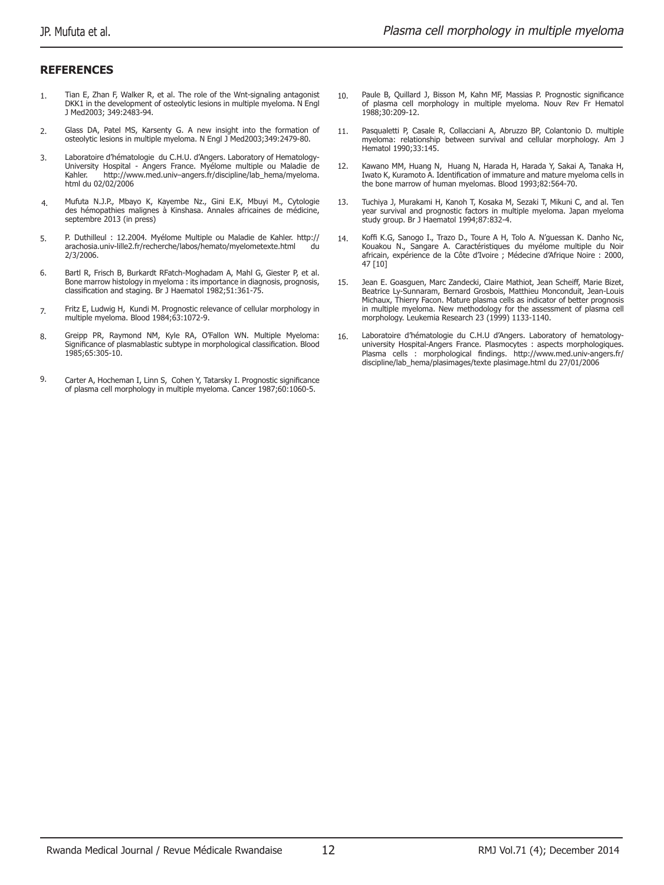## REFERENCES

1. Tian E, Zhan F, Walker R, et al. The role of the Wnt-signaling antagonist DKK1 in the development of osteolytic lesions in multiple myeloma. N Engl J Med2003; 349:2483-94.

2. Glass DA, Patel MS, Karsenty G. A new insight into the formation of osteolytic lesions in multiple myeloma. N Engl J Med2003;349:2479-80.

3. Laboratoire d'hématologie du C.H.U. d'Angers. Laboratory of Hematology-University Hospital - Angers France. Myélome multiple ou Maladie de Kahler. http://www.med.univ–angers.fr/discipline/lab_hema/myeloma.html du 02/02/2006

4. Mufuta N.J.P., Mbayo K, Kayembe Nz., Gini E.K, Mbuyi M., Cytologie des hémopathies malignes à Kinshasa. Annales africaines de médicine, septembre 2013 (in press)

5. P. Duthilleul : 12.2004. Myélome Multiple ou Maladie de Kahler. http://arachosia.univ-lille2.fr/recherche/labos/hemato/myelometexte.html du 2/3/2006.

6. Bartl R, Frisch B, Burkardt RFatch-Moghadam A, Mahl G, Giester P, et al. Bone marrow histology in myeloma : its importance in diagnosis, prognosis, classification and staging. Br J Haematol 1982;51:361-75.

7. Fritz E, Ludwig H, Kundi M. Prognostic relevance of cellular morphology in multiple myeloma. Blood 1984;63:1072-9.

8. Greipp PR, Raymond NM, Kyle RA, O'Fallon WN. Multiple Myeloma: Significance of plasmablastic subtype in morphological classification. Blood 1985;65:305-10.

9. Carter A, Hocheman I, Linn S, Cohen Y, Tatarsky I. Prognostic significance of plasma cell morphology in multiple myeloma. Cancer 1987;60:1060-5.

10. Paule B, Quillard J, Bisson M, Kahn MF, Massias P. Prognostic significance of plasma cell morphology in multiple myeloma. Nouv Rev Fr Hematol 1988;30:209-12.

11. Pasqualetti P, Casale R, Collacciani A, Abruzzo BP, Colantonio D. multiple myeloma: relationship between survival and cellular morphology. Am J Hematol 1990;33:145.

12. Kawano MM, Huang N, Huang N, Harada H, Harada Y, Sakai A, Tanaka H, Iwato K, Kuramoto A. Identification of immature and mature myeloma cells in the bone marrow of human myelomas. Blood 1993;82:564-70.

13. Tuchiya J, Murakami H, Kanoh T, Kosaka M, Sezaki T, Mikuni C, and al. Ten year survival and prognostic factors in multiple myeloma. Japan myeloma study group. Br J Haematol 1994;87:832-4.

14. Koffi K.G, Sanogo I., Trazo D., Toure A H, Tolo A. N'guessan K. Danho Nc, Kouakou N., Sangare A. Caractéristiques du myélome multiple du Noir africain, expérience de la Côte d'Ivoire ; Médecine d'Afrique Noire : 2000, 47 [10]

15. Jean E. Goasguen, Marc Zandecki, Claire Mathiot, Jean Scheiff, Marie Bizet, Beatrice Ly-Sunnaram, Bernard Grosbois, Matthieu Monconduit, Jean-Louis Michaux, Thierry Facon. Mature plasma cells as indicator of better prognosis in multiple myeloma. New methodology for the assessment of plasma cell morphology. Leukemia Research 23 (1999) 1133-1140.

16. Laboratoire d'hématologie du C.H.U d'Angers. Laboratory of hematology-university Hospital-Angers France. Plasmocytes : aspects morphologiques. Plasma cells : morphological findings. http://www.med.univ-angers.fr/discipline/lab_hema/plasimages/texte plasimage.html du 27/01/2006